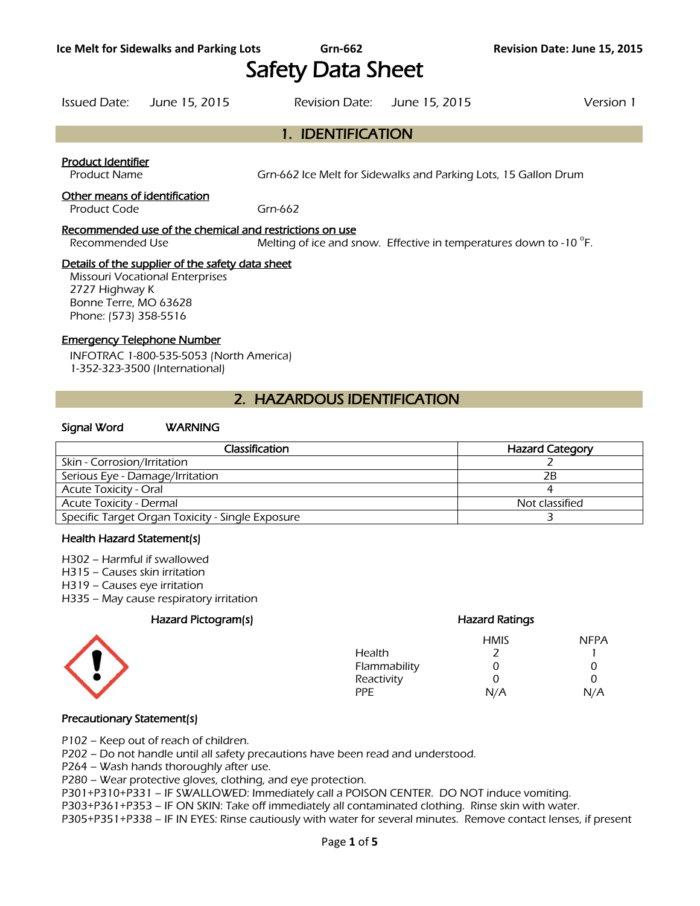# Safety Data Sheet

Issued Date: June 15, 2015 Revision Date: June 15, 2015 Version 1

## 1. IDENTIFICATION

**Product Identifier**

Product Name: Grn-662 Ice Melt for Sidewalks and Parking Lots, 15 Gallon Drum

**Other means of identification**

Product Code: Grn-662

**Recommended use of the chemical and restrictions on use**

Recommended Use: Melting of ice and snow. Effective in temperatures down to -10 °F.

**Details of the supplier of the safety data sheet**

Missouri Vocational Enterprises
2727 Highway K
Bonne Terre, MO 63628
Phone: (573) 358-5516

**Emergency Telephone Number**

INFOTRAC 1-800-535-5053 (North America)
1-352-323-3500 (International)

## 2. HAZARDOUS IDENTIFICATION

**Signal Word** WARNING

| Classification | Hazard Category |
|---|---|
| Skin - Corrosion/Irritation | 2 |
| Serious Eye - Damage/Irritation | 2B |
| Acute Toxicity - Oral | 4 |
| Acute Toxicity - Dermal | Not classified |
| Specific Target Organ Toxicity - Single Exposure | 3 |

**Health Hazard Statement(s)**

H302 – Harmful if swallowed
H315 – Causes skin irritation
H319 – Causes eye irritation
H335 – May cause respiratory irritation

**Hazard Pictogram(s)**

**Hazard Ratings**

| | HMIS | NFPA |
|---|---|---|
| Health | 2 | 1 |
| Flammability | 0 | 0 |
| Reactivity | 0 | 0 |
| PPE | N/A | N/A |

**Precautionary Statement(s)**

P102 – Keep out of reach of children.
P202 – Do not handle until all safety precautions have been read and understood.
P264 – Wash hands thoroughly after use.
P280 – Wear protective gloves, clothing, and eye protection.
P301+P310+P331 – IF SWALLOWED: Immediately call a POISON CENTER. DO NOT induce vomiting.
P303+P361+P353 – IF ON SKIN: Take off immediately all contaminated clothing. Rinse skin with water.
P305+P351+P338 – IF IN EYES: Rinse cautiously with water for several minutes. Remove contact lenses, if present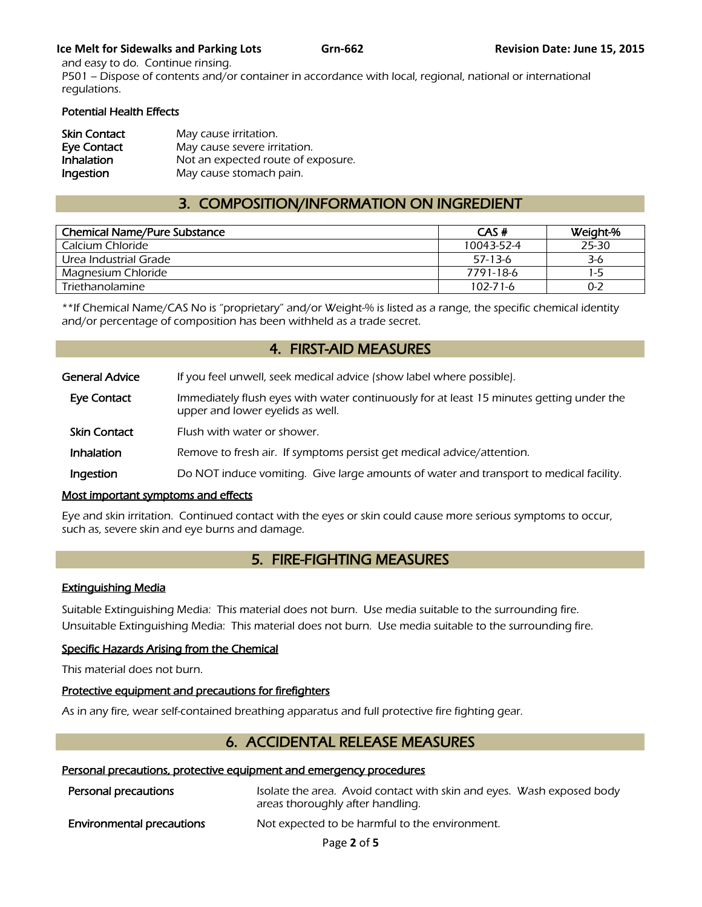and easy to do. Continue rinsing.
P501 – Dispose of contents and/or container in accordance with local, regional, national or international regulations.

**Potential Health Effects**

| | |
|---|---|
| **Skin Contact** | May cause irritation. |
| **Eye Contact** | May cause severe irritation. |
| **Inhalation** | Not an expected route of exposure. |
| **Ingestion** | May cause stomach pain. |

## 3. COMPOSITION/INFORMATION ON INGREDIENT

| Chemical Name/Pure Substance | CAS # | Weight-% |
|---|---|---|
| Calcium Chloride | 10043-52-4 | 25-30 |
| Urea Industrial Grade | 57-13-6 | 3-6 |
| Magnesium Chloride | 7791-18-6 | 1-5 |
| Triethanolamine | 102-71-6 | 0-2 |

**If Chemical Name/CAS No is "proprietary" and/or Weight-% is listed as a range, the specific chemical identity and/or percentage of composition has been withheld as a trade secret.

## 4. FIRST-AID MEASURES

| | |
|---|---|
| **General Advice** | If you feel unwell, seek medical advice (show label where possible). |
| **Eye Contact** | Immediately flush eyes with water continuously for at least 15 minutes getting under the upper and lower eyelids as well. |
| **Skin Contact** | Flush with water or shower. |
| **Inhalation** | Remove to fresh air. If symptoms persist get medical advice/attention. |
| **Ingestion** | Do NOT induce vomiting. Give large amounts of water and transport to medical facility. |

### Most important symptoms and effects

Eye and skin irritation. Continued contact with the eyes or skin could cause more serious symptoms to occur, such as, severe skin and eye burns and damage.

## 5. FIRE-FIGHTING MEASURES

### Extinguishing Media

Suitable Extinguishing Media: This material does not burn. Use media suitable to the surrounding fire.

Unsuitable Extinguishing Media: This material does not burn. Use media suitable to the surrounding fire.

### Specific Hazards Arising from the Chemical

This material does not burn.

### Protective equipment and precautions for firefighters

As in any fire, wear self-contained breathing apparatus and full protective fire fighting gear.

## 6. ACCIDENTAL RELEASE MEASURES

### Personal precautions, protective equipment and emergency procedures

| | |
|---|---|
| **Personal precautions** | Isolate the area. Avoid contact with skin and eyes. Wash exposed body areas thoroughly after handling. |
| **Environmental precautions** | Not expected to be harmful to the environment. |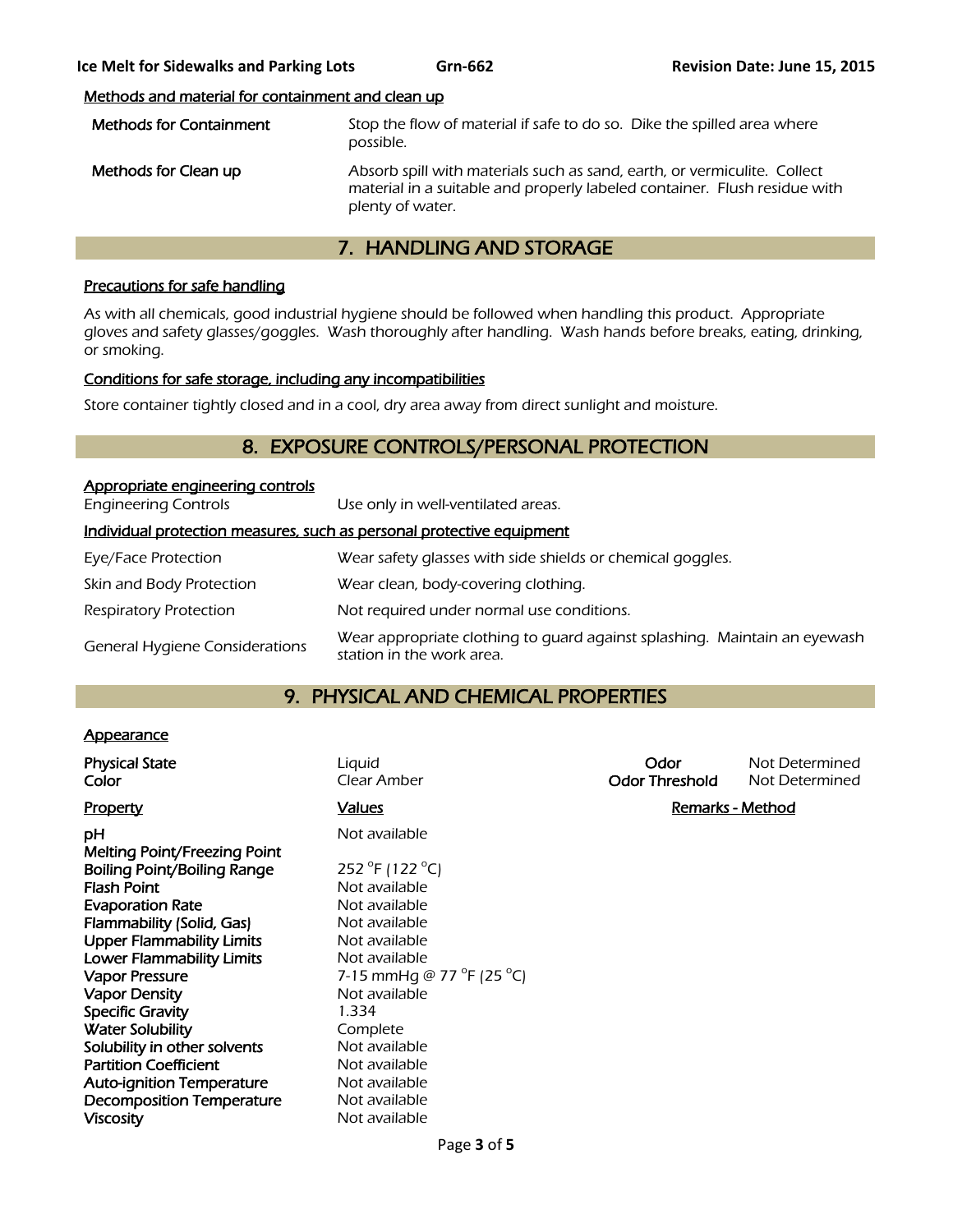### Methods and material for containment and clean up

| | |
|---|---|
| Methods for Containment | Stop the flow of material if safe to do so. Dike the spilled area where possible. |
| Methods for Clean up | Absorb spill with materials such as sand, earth, or vermiculite. Collect material in a suitable and properly labeled container. Flush residue with plenty of water. |

## 7. HANDLING AND STORAGE

### Precautions for safe handling

As with all chemicals, good industrial hygiene should be followed when handling this product. Appropriate gloves and safety glasses/goggles. Wash thoroughly after handling. Wash hands before breaks, eating, drinking, or smoking.

### Conditions for safe storage, including any incompatibilities

Store container tightly closed and in a cool, dry area away from direct sunlight and moisture.

## 8. EXPOSURE CONTROLS/PERSONAL PROTECTION

### Appropriate engineering controls

| | |
|---|---|
| Engineering Controls | Use only in well-ventilated areas. |

### Individual protection measures, such as personal protective equipment

| | |
|---|---|
| Eye/Face Protection | Wear safety glasses with side shields or chemical goggles. |
| Skin and Body Protection | Wear clean, body-covering clothing. |
| Respiratory Protection | Not required under normal use conditions. |
| General Hygiene Considerations | Wear appropriate clothing to guard against splashing. Maintain an eyewash station in the work area. |

## 9. PHYSICAL AND CHEMICAL PROPERTIES

### Appearance

| | | | |
|---|---|---|---|
| **Physical State** | Liquid | **Odor** | Not Determined |
| **Color** | Clear Amber | **Odor Threshold** | Not Determined |

| Property | Values | Remarks - Method |
|---|---|---|
| **pH** | Not available | |
| **Melting Point/Freezing Point** | | |
| **Boiling Point/Boiling Range** | 252 °F (122 °C) | |
| **Flash Point** | Not available | |
| **Evaporation Rate** | Not available | |
| **Flammability (Solid, Gas)** | Not available | |
| **Upper Flammability Limits** | Not available | |
| **Lower Flammability Limits** | Not available | |
| **Vapor Pressure** | 7-15 mmHg @ 77 °F (25 °C) | |
| **Vapor Density** | Not available | |
| **Specific Gravity** | 1.334 | |
| **Water Solubility** | Complete | |
| **Solubility in other solvents** | Not available | |
| **Partition Coefficient** | Not available | |
| **Auto-ignition Temperature** | Not available | |
| **Decomposition Temperature** | Not available | |
| **Viscosity** | Not available | |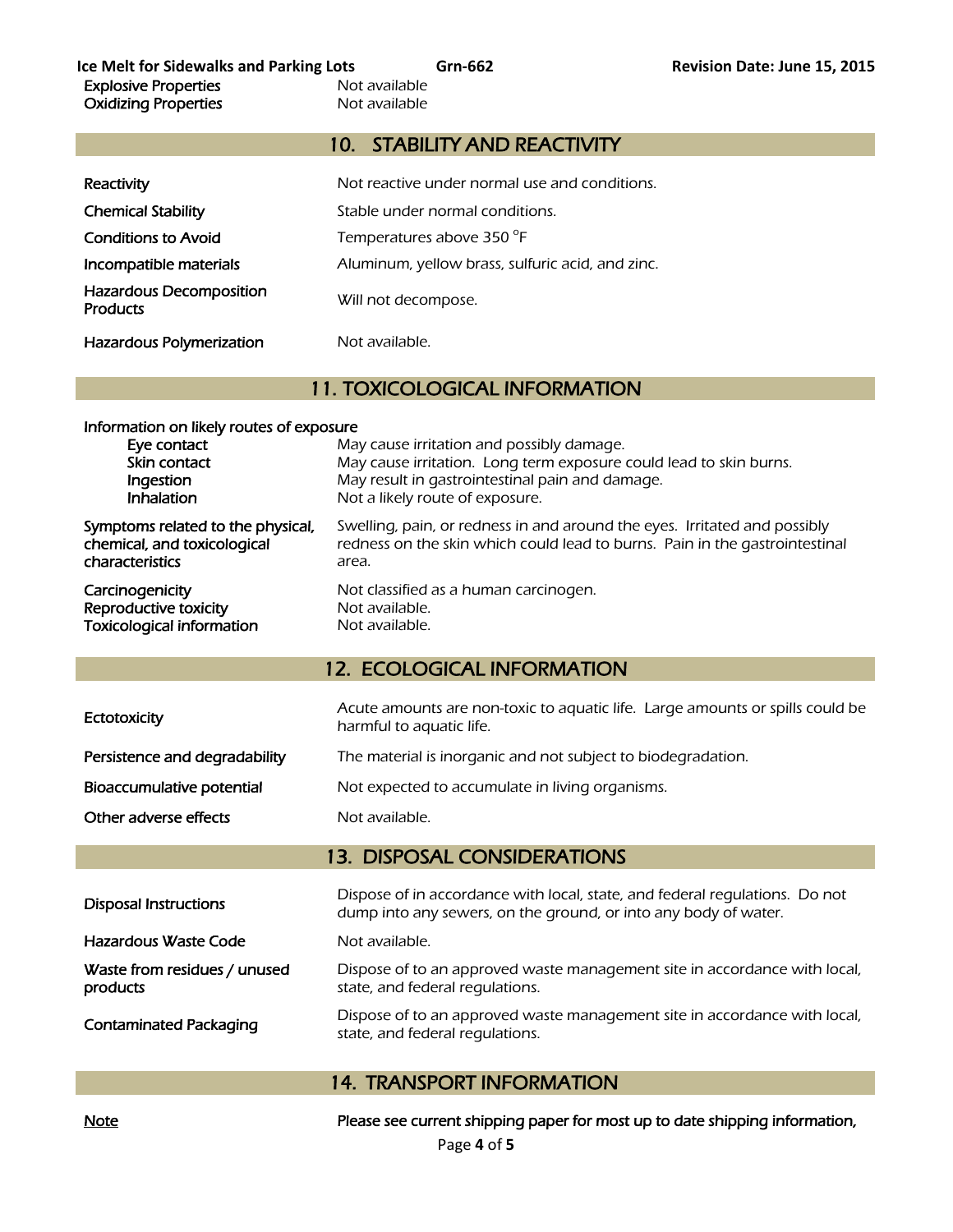| | |
|---|---|
| **Explosive Properties** | Not available |
| **Oxidizing Properties** | Not available |

## 10. STABILITY AND REACTIVITY

| | |
|---|---|
| **Reactivity** | Not reactive under normal use and conditions. |
| **Chemical Stability** | Stable under normal conditions. |
| **Conditions to Avoid** | Temperatures above 350 °F |
| **Incompatible materials** | Aluminum, yellow brass, sulfuric acid, and zinc. |
| **Hazardous Decomposition Products** | Will not decompose. |
| **Hazardous Polymerization** | Not available. |

## 11. TOXICOLOGICAL INFORMATION

**Information on likely routes of exposure**

| | |
|---|---|
| **Eye contact** | May cause irritation and possibly damage. |
| **Skin contact** | May cause irritation. Long term exposure could lead to skin burns. |
| **Ingestion** | May result in gastrointestinal pain and damage. |
| **Inhalation** | Not a likely route of exposure. |
| **Symptoms related to the physical, chemical, and toxicological characteristics** | Swelling, pain, or redness in and around the eyes. Irritated and possibly redness on the skin which could lead to burns. Pain in the gastrointestinal area. |
| **Carcinogenicity** | Not classified as a human carcinogen. |
| **Reproductive toxicity** | Not available. |
| **Toxicological information** | Not available. |

## 12. ECOLOGICAL INFORMATION

| | |
|---|---|
| **Ectotoxicity** | Acute amounts are non-toxic to aquatic life. Large amounts or spills could be harmful to aquatic life. |
| **Persistence and degradability** | The material is inorganic and not subject to biodegradation. |
| **Bioaccumulative potential** | Not expected to accumulate in living organisms. |
| **Other adverse effects** | Not available. |

## 13. DISPOSAL CONSIDERATIONS

| | |
|---|---|
| **Disposal Instructions** | Dispose of in accordance with local, state, and federal regulations. Do not dump into any sewers, on the ground, or into any body of water. |
| **Hazardous Waste Code** | Not available. |
| **Waste from residues / unused products** | Dispose of to an approved waste management site in accordance with local, state, and federal regulations. |
| **Contaminated Packaging** | Dispose of to an approved waste management site in accordance with local, state, and federal regulations. |

## 14. TRANSPORT INFORMATION

| | |
|---|---|
| <u>Note</u> | **Please see current shipping paper for most up to date shipping information,** |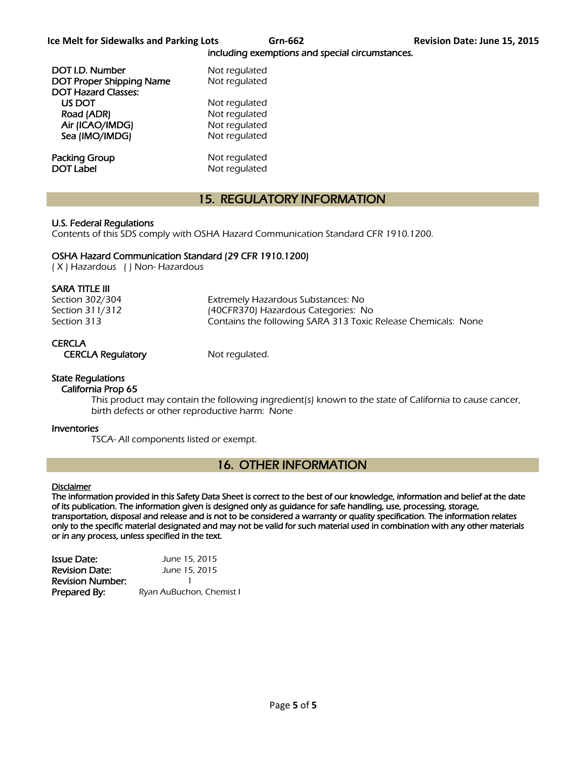including exemptions and special circumstances.

| | |
|---|---|
| **DOT I.D. Number** | Not regulated |
| **DOT Proper Shipping Name** | Not regulated |
| **DOT Hazard Classes:** | |
| **US DOT** | Not regulated |
| **Road (ADR)** | Not regulated |
| **Air (ICAO/IMDG)** | Not regulated |
| **Sea (IMO/IMDG)** | Not regulated |
| **Packing Group** | Not regulated |
| **DOT Label** | Not regulated |

## 15. REGULATORY INFORMATION

### U.S. Federal Regulations

*Contents of this SDS comply with OSHA Hazard Communication Standard CFR 1910.1200.*

### OSHA Hazard Communication Standard (29 CFR 1910.1200)

*( X ) Hazardous ( ) Non- Hazardous*

### SARA TITLE III

| | |
|---|---|
| Section 302/304 | Extremely Hazardous Substances: No |
| Section 311/312 | (40CFR370) Hazardous Categories: No |
| Section 313 | Contains the following SARA 313 Toxic Release Chemicals: None |

### CERCLA

**CERCLA Regulatory** Not regulated.

### State Regulations

**California Prop 65**

*This product may contain the following ingredient(s) known to the state of California to cause cancer, birth defects or other reproductive harm: None*

### Inventories

*TSCA- All components listed or exempt.*

## 16. OTHER INFORMATION

Disclaimer

**The information provided in this Safety Data Sheet is correct to the best of our knowledge, information and belief at the date of its publication. The information given is designed only as guidance for safe handling, use, processing, storage, transportation, disposal and release and is not to be considered a warranty or quality specification. The information relates only to the specific material designated and may not be valid for such material used in combination with any other materials or in any process, unless specified in the text.**

| | |
|---|---|
| **Issue Date:** | June 15, 2015 |
| **Revision Date:** | June 15, 2015 |
| **Revision Number:** | 1 |
| **Prepared By:** | Ryan AuBuchon, Chemist I |